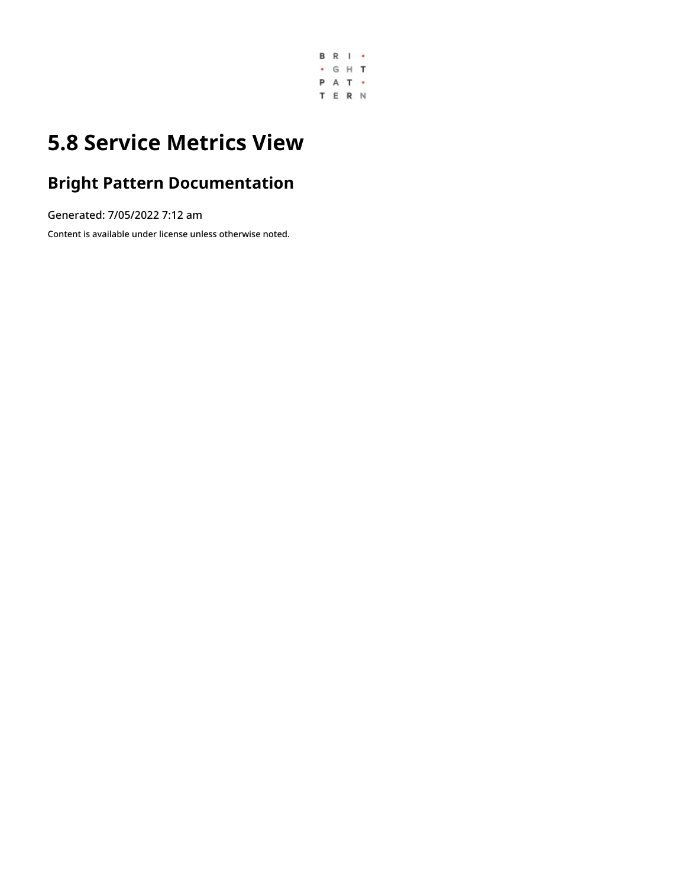# 5.8 Service Metrics View

## Bright Pattern Documentation

Generated: 7/05/2022 7:12 am

Content is available under license unless otherwise noted.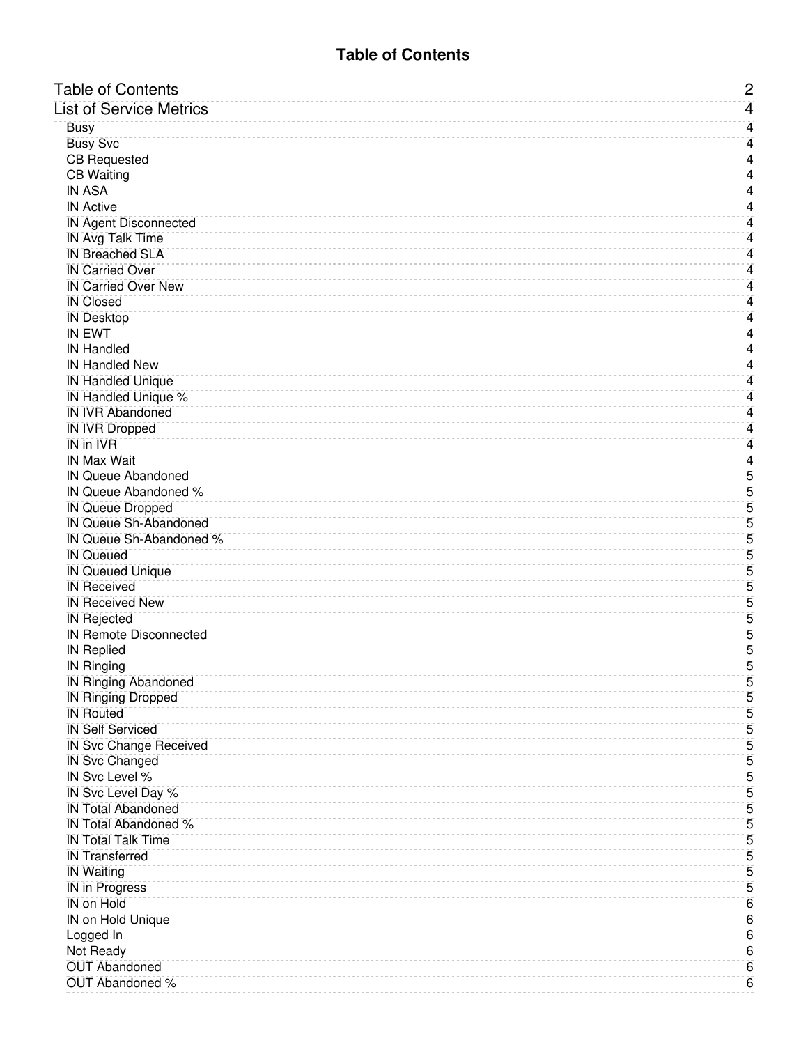# Table of Contents

- Table of Contents ........ 2
- List of Service Metrics ........ 4
  - Busy ........ 4
  - Busy Svc ........ 4
  - CB Requested ........ 4
  - CB Waiting ........ 4
  - IN ASA ........ 4
  - IN Active ........ 4
  - IN Agent Disconnected ........ 4
  - IN Avg Talk Time ........ 4
  - IN Breached SLA ........ 4
  - IN Carried Over ........ 4
  - IN Carried Over New ........ 4
  - IN Closed ........ 4
  - IN Desktop ........ 4
  - IN EWT ........ 4
  - IN Handled ........ 4
  - IN Handled New ........ 4
  - IN Handled Unique ........ 4
  - IN Handled Unique % ........ 4
  - IN IVR Abandoned ........ 4
  - IN IVR Dropped ........ 4
  - IN in IVR ........ 4
  - IN Max Wait ........ 4
  - IN Queue Abandoned ........ 5
  - IN Queue Abandoned % ........ 5
  - IN Queue Dropped ........ 5
  - IN Queue Sh-Abandoned ........ 5
  - IN Queue Sh-Abandoned % ........ 5
  - IN Queued ........ 5
  - IN Queued Unique ........ 5
  - IN Received ........ 5
  - IN Received New ........ 5
  - IN Rejected ........ 5
  - IN Remote Disconnected ........ 5
  - IN Replied ........ 5
  - IN Ringing ........ 5
  - IN Ringing Abandoned ........ 5
  - IN Ringing Dropped ........ 5
  - IN Routed ........ 5
  - IN Self Serviced ........ 5
  - IN Svc Change Received ........ 5
  - IN Svc Changed ........ 5
  - IN Svc Level % ........ 5
  - IN Svc Level Day % ........ 5
  - IN Total Abandoned ........ 5
  - IN Total Abandoned % ........ 5
  - IN Total Talk Time ........ 5
  - IN Transferred ........ 5
  - IN Waiting ........ 5
  - IN in Progress ........ 5
  - IN on Hold ........ 6
  - IN on Hold Unique ........ 6
  - Logged In ........ 6
  - Not Ready ........ 6
  - OUT Abandoned ........ 6
  - OUT Abandoned % ........ 6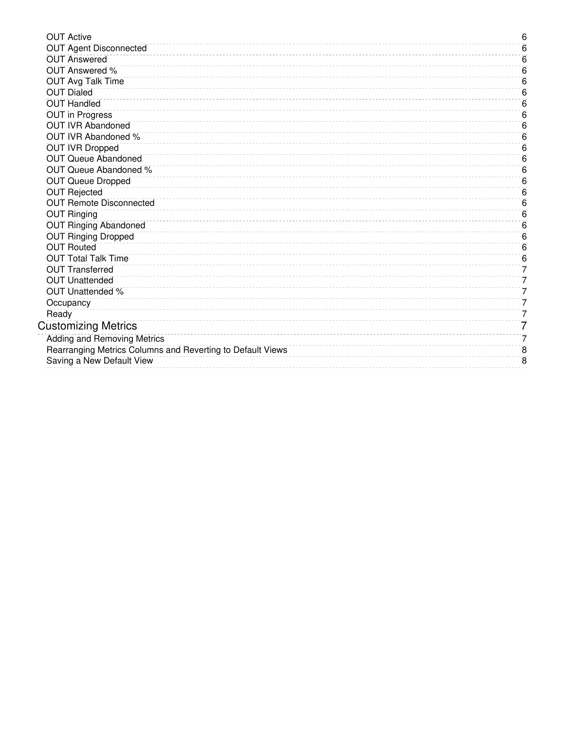- OUT Active ........ 6
- OUT Agent Disconnected ........ 6
- OUT Answered ........ 6
- OUT Answered % ........ 6
- OUT Avg Talk Time ........ 6
- OUT Dialed ........ 6
- OUT Handled ........ 6
- OUT in Progress ........ 6
- OUT IVR Abandoned ........ 6
- OUT IVR Abandoned % ........ 6
- OUT IVR Dropped ........ 6
- OUT Queue Abandoned ........ 6
- OUT Queue Abandoned % ........ 6
- OUT Queue Dropped ........ 6
- OUT Rejected ........ 6
- OUT Remote Disconnected ........ 6
- OUT Ringing ........ 6
- OUT Ringing Abandoned ........ 6
- OUT Ringing Dropped ........ 6
- OUT Routed ........ 6
- OUT Total Talk Time ........ 6
- OUT Transferred ........ 7
- OUT Unattended ........ 7
- OUT Unattended % ........ 7
- Occupancy ........ 7
- Ready ........ 7

Customizing Metrics ........ 7

- Adding and Removing Metrics ........ 7
- Rearranging Metrics Columns and Reverting to Default Views ........ 8
- Saving a New Default View ........ 8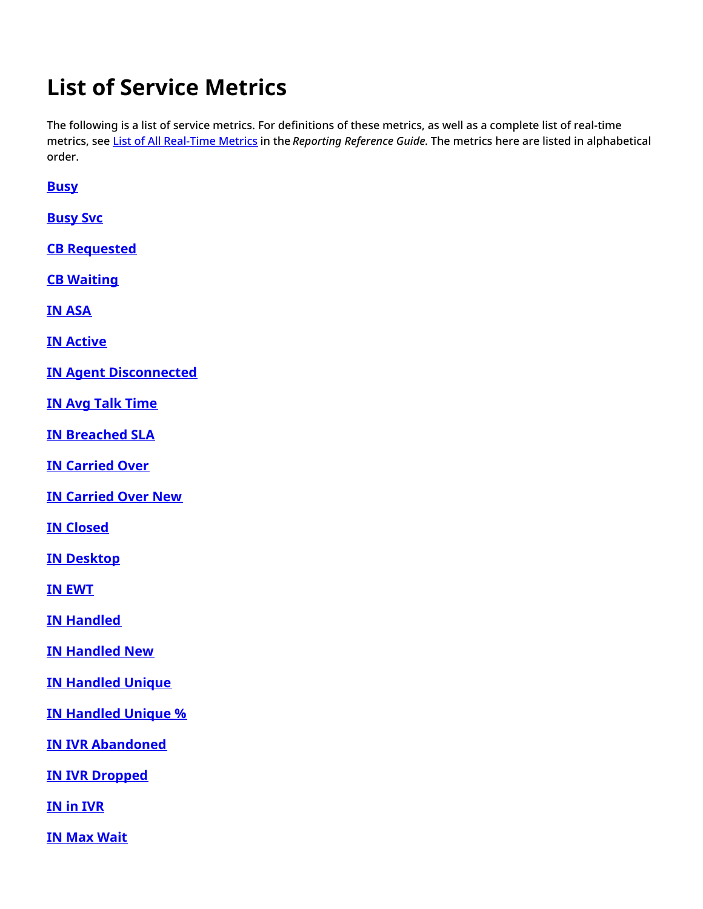# List of Service Metrics

The following is a list of service metrics. For definitions of these metrics, as well as a complete list of real-time metrics, see List of All Real-Time Metrics in the *Reporting Reference Guide*. The metrics here are listed in alphabetical order.

**Busy**

**Busy Svc**

**CB Requested**

**CB Waiting**

**IN ASA**

**IN Active**

**IN Agent Disconnected**

**IN Avg Talk Time**

**IN Breached SLA**

**IN Carried Over**

**IN Carried Over New**

**IN Closed**

**IN Desktop**

**IN EWT**

**IN Handled**

**IN Handled New**

**IN Handled Unique**

**IN Handled Unique %**

**IN IVR Abandoned**

**IN IVR Dropped**

**IN in IVR**

**IN Max Wait**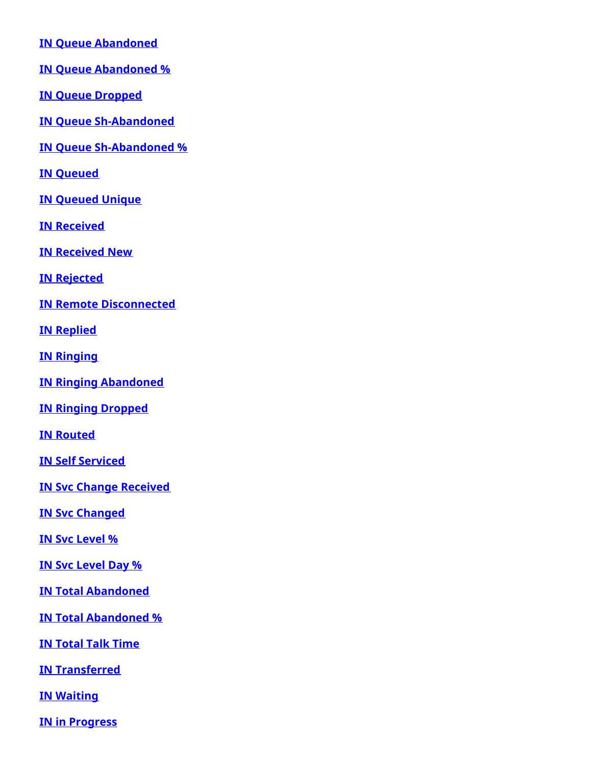**IN Queue Abandoned**

**IN Queue Abandoned %**

**IN Queue Dropped**

**IN Queue Sh-Abandoned**

**IN Queue Sh-Abandoned %**

**IN Queued**

**IN Queued Unique**

**IN Received**

**IN Received New**

**IN Rejected**

**IN Remote Disconnected**

**IN Replied**

**IN Ringing**

**IN Ringing Abandoned**

**IN Ringing Dropped**

**IN Routed**

**IN Self Serviced**

**IN Svc Change Received**

**IN Svc Changed**

**IN Svc Level %**

**IN Svc Level Day %**

**IN Total Abandoned**

**IN Total Abandoned %**

**IN Total Talk Time**

**IN Transferred**

**IN Waiting**

**IN in Progress**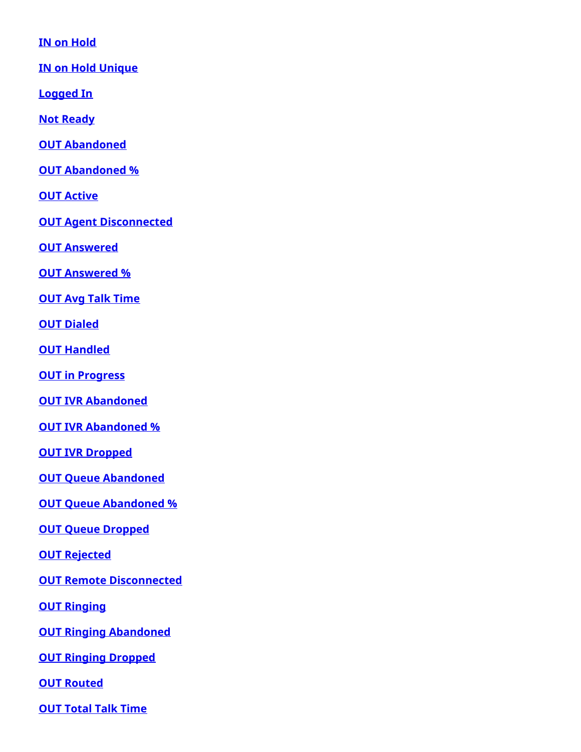**IN on Hold**

**IN on Hold Unique**

**Logged In**

**Not Ready**

**OUT Abandoned**

**OUT Abandoned %**

**OUT Active**

**OUT Agent Disconnected**

**OUT Answered**

**OUT Answered %**

**OUT Avg Talk Time**

**OUT Dialed**

**OUT Handled**

**OUT in Progress**

**OUT IVR Abandoned**

**OUT IVR Abandoned %**

**OUT IVR Dropped**

**OUT Queue Abandoned**

**OUT Queue Abandoned %**

**OUT Queue Dropped**

**OUT Rejected**

**OUT Remote Disconnected**

**OUT Ringing**

**OUT Ringing Abandoned**

**OUT Ringing Dropped**

**OUT Routed**

**OUT Total Talk Time**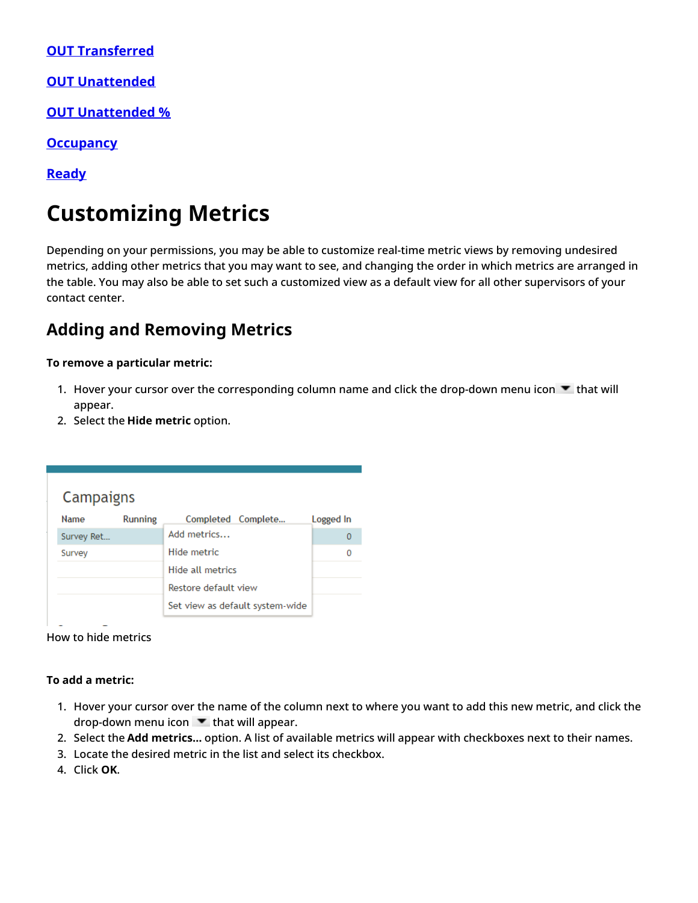[OUT Transferred](#)

[OUT Unattended](#)

[OUT Unattended %](#)

[Occupancy](#)

[Ready](#)

# Customizing Metrics

Depending on your permissions, you may be able to customize real-time metric views by removing undesired metrics, adding other metrics that you may want to see, and changing the order in which metrics are arranged in the table. You may also be able to set such a customized view as a default view for all other supervisors of your contact center.

## Adding and Removing Metrics

**To remove a particular metric:**

1. Hover your cursor over the corresponding column name and click the drop-down menu icon ▼ that will appear.
2. Select the **Hide metric** option.

How to hide metrics

**To add a metric:**

1. Hover your cursor over the name of the column next to where you want to add this new metric, and click the drop-down menu icon ▼ that will appear.
2. Select the **Add metrics...** option. A list of available metrics will appear with checkboxes next to their names.
3. Locate the desired metric in the list and select its checkbox.
4. Click **OK**.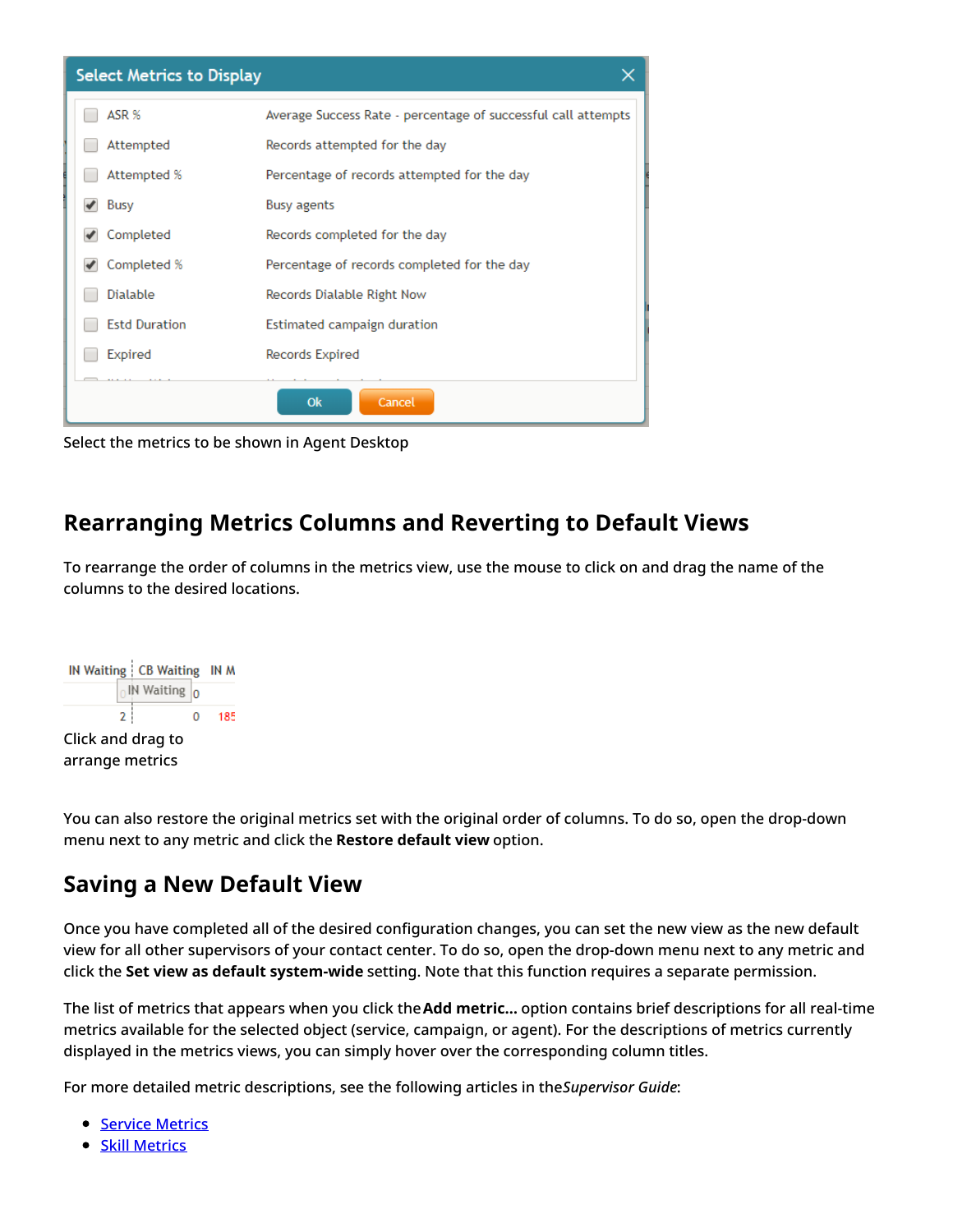Select the metrics to be shown in Agent Desktop

## Rearranging Metrics Columns and Reverting to Default Views

To rearrange the order of columns in the metrics view, use the mouse to click on and drag the name of the columns to the desired locations.

Click and drag to arrange metrics

You can also restore the original metrics set with the original order of columns. To do so, open the drop-down menu next to any metric and click the **Restore default view** option.

## Saving a New Default View

Once you have completed all of the desired configuration changes, you can set the new view as the new default view for all other supervisors of your contact center. To do so, open the drop-down menu next to any metric and click the **Set view as default system-wide** setting. Note that this function requires a separate permission.

The list of metrics that appears when you click the **Add metric...** option contains brief descriptions for all real-time metrics available for the selected object (service, campaign, or agent). For the descriptions of metrics currently displayed in the metrics views, you can simply hover over the corresponding column titles.

For more detailed metric descriptions, see the following articles in the *Supervisor Guide*:

- Service Metrics
- Skill Metrics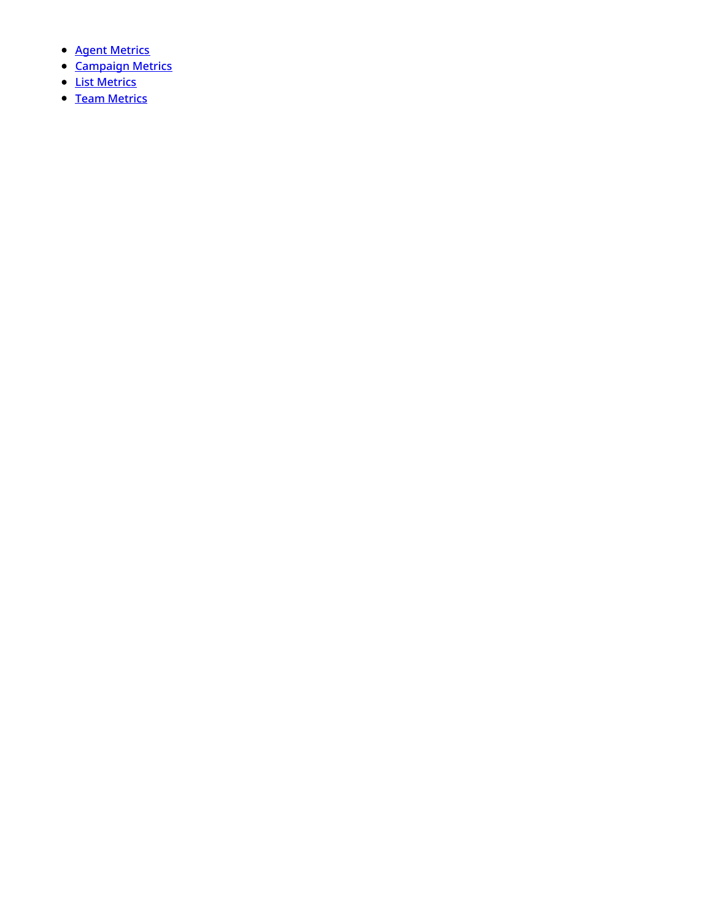- Agent Metrics
- Campaign Metrics
- List Metrics
- Team Metrics